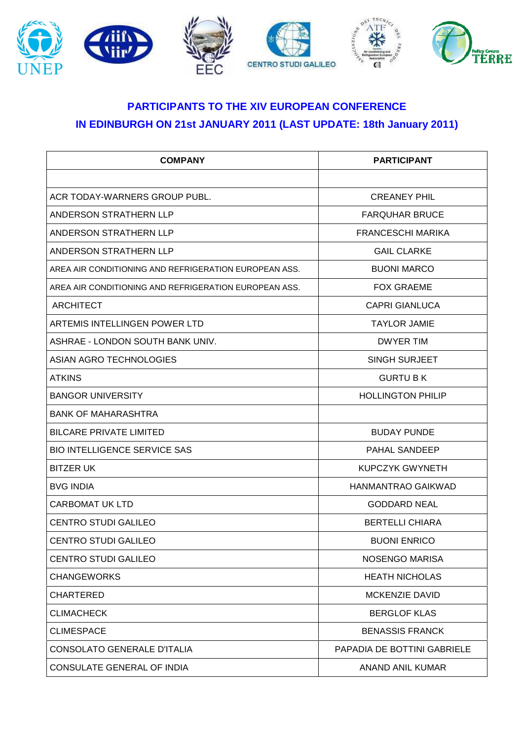## PARTICIPANTS TO THE XIV EUROPEAN CONFERENCE
## IN EDINBURGH ON 21st JANUARY 2011 (LAST UPDATE: 18th January 2011)

| COMPANY | PARTICIPANT |
|---|---|
| | |
| ACR TODAY-WARNERS GROUP PUBL. | CREANEY PHIL |
| ANDERSON STRATHERN LLP | FARQUHAR BRUCE |
| ANDERSON STRATHERN LLP | FRANCESCHI MARIKA |
| ANDERSON STRATHERN LLP | GAIL CLARKE |
| AREA AIR CONDITIONING AND REFRIGERATION EUROPEAN ASS. | BUONI MARCO |
| AREA AIR CONDITIONING AND REFRIGERATION EUROPEAN ASS. | FOX GRAEME |
| ARCHITECT | CAPRI GIANLUCA |
| ARTEMIS INTELLINGEN POWER LTD | TAYLOR JAMIE |
| ASHRAE - LONDON SOUTH BANK UNIV. | DWYER TIM |
| ASIAN AGRO TECHNOLOGIES | SINGH SURJEET |
| ATKINS | GURTU B K |
| BANGOR UNIVERSITY | HOLLINGTON PHILIP |
| BANK OF MAHARASHTRA | |
| BILCARE PRIVATE LIMITED | BUDAY PUNDE |
| BIO INTELLIGENCE SERVICE SAS | PAHAL SANDEEP |
| BITZER UK | KUPCZYK GWYNETH |
| BVG INDIA | HANMANTRAO GAIKWAD |
| CARBOMAT UK LTD | GODDARD NEAL |
| CENTRO STUDI GALILEO | BERTELLI CHIARA |
| CENTRO STUDI GALILEO | BUONI ENRICO |
| CENTRO STUDI GALILEO | NOSENGO MARISA |
| CHANGEWORKS | HEATH NICHOLAS |
| CHARTERED | MCKENZIE DAVID |
| CLIMACHECK | BERGLOF KLAS |
| CLIMESPACE | BENASSIS FRANCK |
| CONSOLATO GENERALE D'ITALIA | PAPADIA DE BOTTINI GABRIELE |
| CONSULATE GENERAL OF INDIA | ANAND ANIL KUMAR |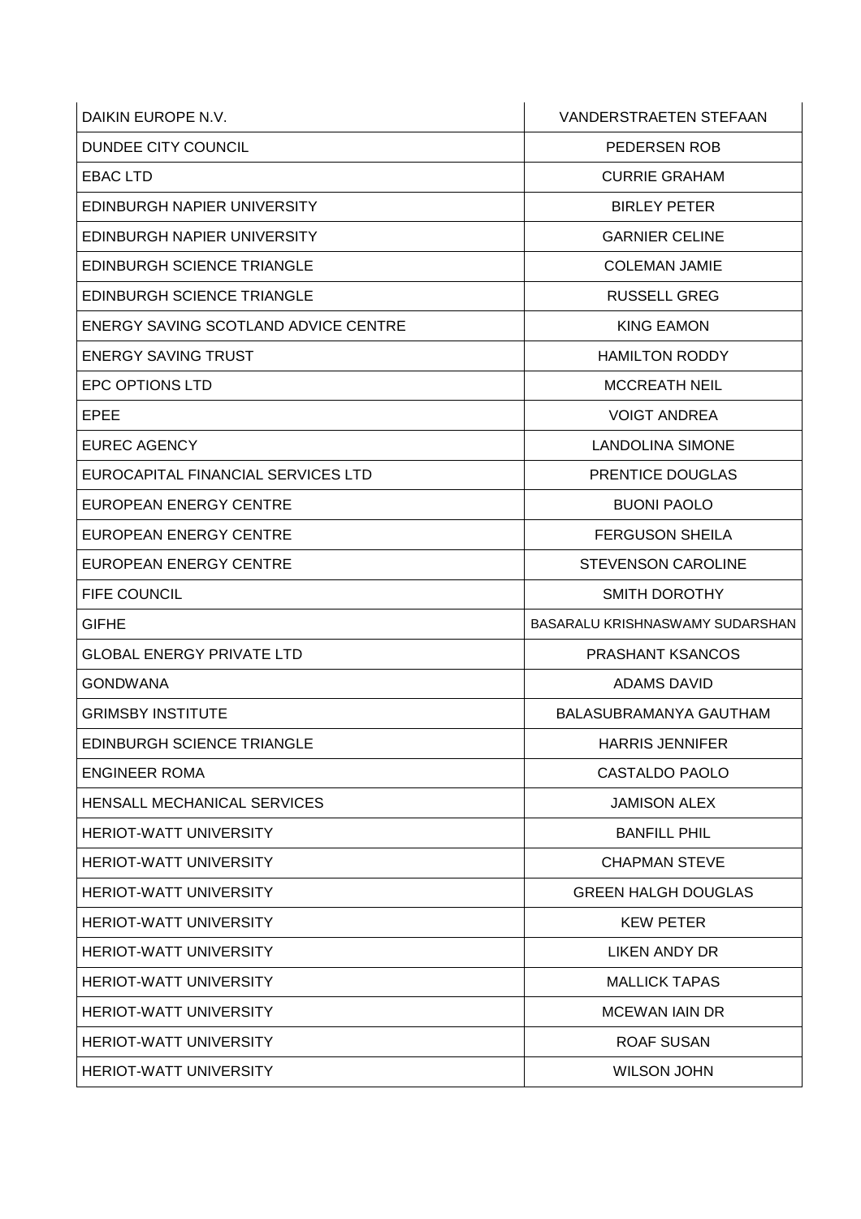| | |
|---|---|
| DAIKIN EUROPE N.V. | VANDERSTRAETEN STEFAAN |
| DUNDEE CITY COUNCIL | PEDERSEN ROB |
| EBAC LTD | CURRIE GRAHAM |
| EDINBURGH NAPIER UNIVERSITY | BIRLEY PETER |
| EDINBURGH NAPIER UNIVERSITY | GARNIER CELINE |
| EDINBURGH SCIENCE TRIANGLE | COLEMAN JAMIE |
| EDINBURGH SCIENCE TRIANGLE | RUSSELL GREG |
| ENERGY SAVING SCOTLAND ADVICE CENTRE | KING EAMON |
| ENERGY SAVING TRUST | HAMILTON RODDY |
| EPC OPTIONS LTD | MCCREATH NEIL |
| EPEE | VOIGT ANDREA |
| EUREC AGENCY | LANDOLINA SIMONE |
| EUROCAPITAL FINANCIAL SERVICES LTD | PRENTICE DOUGLAS |
| EUROPEAN ENERGY CENTRE | BUONI PAOLO |
| EUROPEAN ENERGY CENTRE | FERGUSON SHEILA |
| EUROPEAN ENERGY CENTRE | STEVENSON CAROLINE |
| FIFE COUNCIL | SMITH DOROTHY |
| GIFHE | BASARALU KRISHNASWAMY SUDARSHAN |
| GLOBAL ENERGY PRIVATE LTD | PRASHANT KSANCOS |
| GONDWANA | ADAMS DAVID |
| GRIMSBY INSTITUTE | BALASUBRAMANYA GAUTHAM |
| EDINBURGH SCIENCE TRIANGLE | HARRIS JENNIFER |
| ENGINEER ROMA | CASTALDO PAOLO |
| HENSALL MECHANICAL SERVICES | JAMISON ALEX |
| HERIOT-WATT UNIVERSITY | BANFILL PHIL |
| HERIOT-WATT UNIVERSITY | CHAPMAN STEVE |
| HERIOT-WATT UNIVERSITY | GREEN HALGH DOUGLAS |
| HERIOT-WATT UNIVERSITY | KEW PETER |
| HERIOT-WATT UNIVERSITY | LIKEN ANDY DR |
| HERIOT-WATT UNIVERSITY | MALLICK TAPAS |
| HERIOT-WATT UNIVERSITY | MCEWAN IAIN DR |
| HERIOT-WATT UNIVERSITY | ROAF SUSAN |
| HERIOT-WATT UNIVERSITY | WILSON JOHN |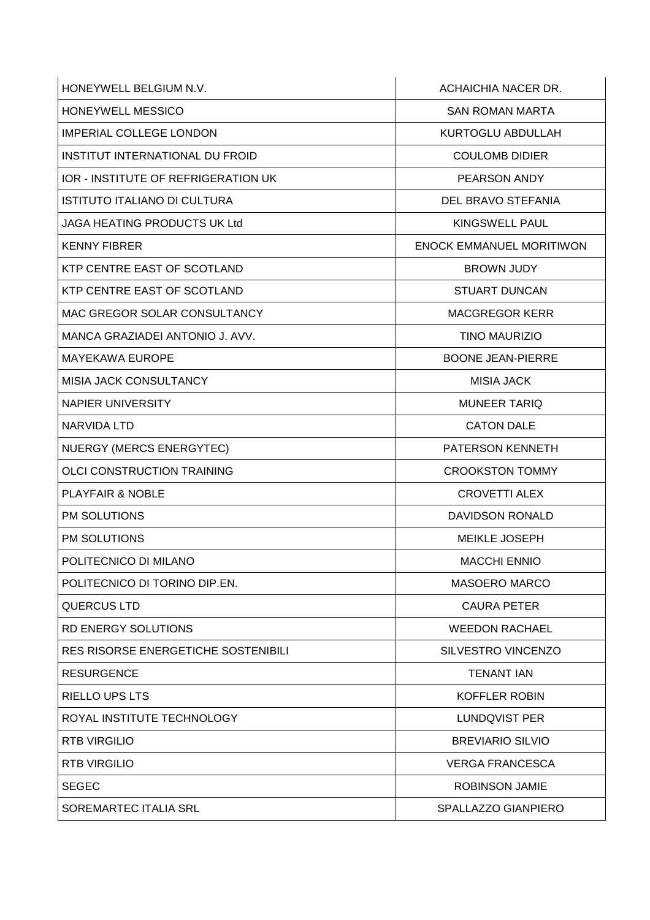| HONEYWELL BELGIUM N.V. | ACHAICHIA NACER DR. |
|---|---|
| HONEYWELL MESSICO | SAN ROMAN MARTA |
| IMPERIAL COLLEGE LONDON | KURTOGLU ABDULLAH |
| INSTITUT INTERNATIONAL DU FROID | COULOMB DIDIER |
| IOR - INSTITUTE OF REFRIGERATION UK | PEARSON ANDY |
| ISTITUTO ITALIANO DI CULTURA | DEL BRAVO STEFANIA |
| JAGA HEATING PRODUCTS UK Ltd | KINGSWELL PAUL |
| KENNY FIBRER | ENOCK EMMANUEL MORITIWON |
| KTP CENTRE EAST OF SCOTLAND | BROWN JUDY |
| KTP CENTRE EAST OF SCOTLAND | STUART DUNCAN |
| MAC GREGOR SOLAR CONSULTANCY | MACGREGOR KERR |
| MANCA GRAZIADEI ANTONIO J. AVV. | TINO MAURIZIO |
| MAYEKAWA EUROPE | BOONE JEAN-PIERRE |
| MISIA JACK CONSULTANCY | MISIA JACK |
| NAPIER UNIVERSITY | MUNEER TARIQ |
| NARVIDA LTD | CATON DALE |
| NUERGY (MERCS ENERGYTEC) | PATERSON KENNETH |
| OLCI CONSTRUCTION TRAINING | CROOKSTON TOMMY |
| PLAYFAIR & NOBLE | CROVETTI ALEX |
| PM SOLUTIONS | DAVIDSON RONALD |
| PM SOLUTIONS | MEIKLE JOSEPH |
| POLITECNICO DI MILANO | MACCHI ENNIO |
| POLITECNICO DI TORINO DIP.EN. | MASOERO MARCO |
| QUERCUS LTD | CAURA PETER |
| RD ENERGY SOLUTIONS | WEEDON RACHAEL |
| RES RISORSE ENERGETICHE SOSTENIBILI | SILVESTRO VINCENZO |
| RESURGENCE | TENANT IAN |
| RIELLO UPS LTS | KOFFLER ROBIN |
| ROYAL INSTITUTE TECHNOLOGY | LUNDQVIST PER |
| RTB VIRGILIO | BREVIARIO SILVIO |
| RTB VIRGILIO | VERGA FRANCESCA |
| SEGEC | ROBINSON JAMIE |
| SOREMARTEC ITALIA SRL | SPALLAZZO GIANPIERO |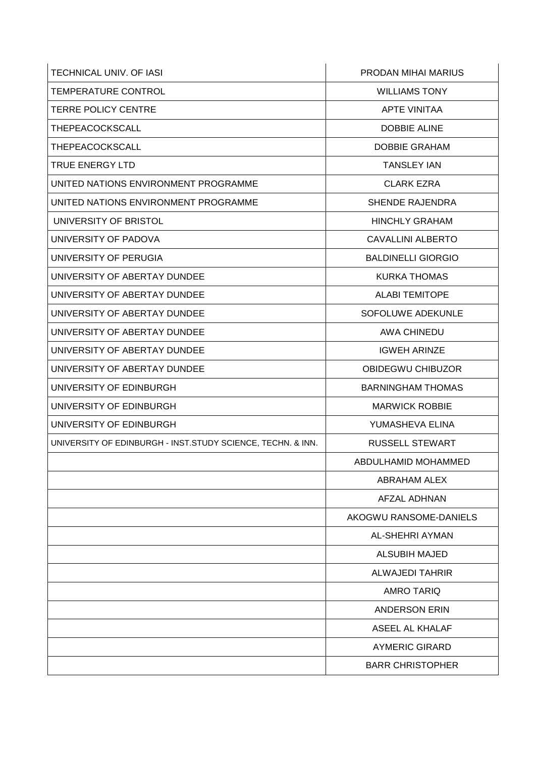| | |
|---|---|
| TECHNICAL UNIV. OF IASI | PRODAN MIHAI MARIUS |
| TEMPERATURE CONTROL | WILLIAMS TONY |
| TERRE POLICY CENTRE | APTE VINITAA |
| THEPEACOCKSCALL | DOBBIE ALINE |
| THEPEACOCKSCALL | DOBBIE GRAHAM |
| TRUE ENERGY LTD | TANSLEY IAN |
| UNITED NATIONS ENVIRONMENT PROGRAMME | CLARK EZRA |
| UNITED NATIONS ENVIRONMENT PROGRAMME | SHENDE RAJENDRA |
| UNIVERSITY OF BRISTOL | HINCHLY GRAHAM |
| UNIVERSITY OF PADOVA | CAVALLINI ALBERTO |
| UNIVERSITY OF PERUGIA | BALDINELLI GIORGIO |
| UNIVERSITY OF ABERTAY DUNDEE | KURKA THOMAS |
| UNIVERSITY OF ABERTAY DUNDEE | ALABI TEMITOPE |
| UNIVERSITY OF ABERTAY DUNDEE | SOFOLUWE ADEKUNLE |
| UNIVERSITY OF ABERTAY DUNDEE | AWA CHINEDU |
| UNIVERSITY OF ABERTAY DUNDEE | IGWEH ARINZE |
| UNIVERSITY OF ABERTAY DUNDEE | OBIDEGWU CHIBUZOR |
| UNIVERSITY OF EDINBURGH | BARNINGHAM THOMAS |
| UNIVERSITY OF EDINBURGH | MARWICK ROBBIE |
| UNIVERSITY OF EDINBURGH | YUMASHEVA ELINA |
| UNIVERSITY OF EDINBURGH - INST.STUDY SCIENCE, TECHN. & INN. | RUSSELL STEWART |
| | ABDULHAMID MOHAMMED |
| | ABRAHAM ALEX |
| | AFZAL ADHNAN |
| | AKOGWU RANSOME-DANIELS |
| | AL-SHEHRI AYMAN |
| | ALSUBIH MAJED |
| | ALWAJEDI TAHRIR |
| | AMRO TARIQ |
| | ANDERSON ERIN |
| | ASEEL AL KHALAF |
| | AYMERIC GIRARD |
| | BARR CHRISTOPHER |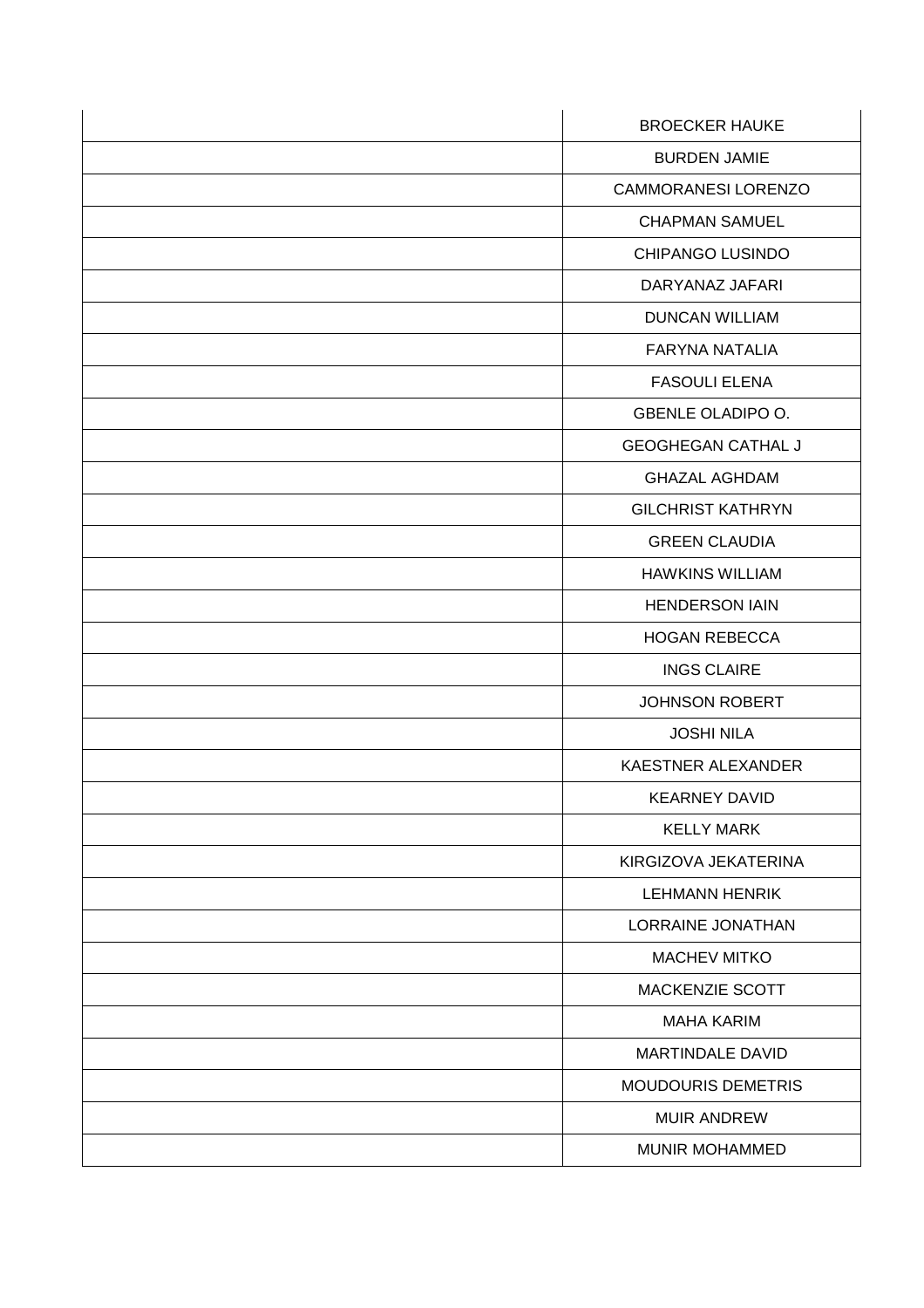| | |
|---|---|
| | BROECKER HAUKE |
| | BURDEN JAMIE |
| | CAMMORANESI LORENZO |
| | CHAPMAN SAMUEL |
| | CHIPANGO LUSINDO |
| | DARYANAZ JAFARI |
| | DUNCAN WILLIAM |
| | FARYNA NATALIA |
| | FASOULI ELENA |
| | GBENLE OLADIPO O. |
| | GEOGHEGAN CATHAL J |
| | GHAZAL AGHDAM |
| | GILCHRIST KATHRYN |
| | GREEN CLAUDIA |
| | HAWKINS WILLIAM |
| | HENDERSON IAIN |
| | HOGAN REBECCA |
| | INGS CLAIRE |
| | JOHNSON ROBERT |
| | JOSHI NILA |
| | KAESTNER ALEXANDER |
| | KEARNEY DAVID |
| | KELLY MARK |
| | KIRGIZOVA JEKATERINA |
| | LEHMANN HENRIK |
| | LORRAINE JONATHAN |
| | MACHEV MITKO |
| | MACKENZIE SCOTT |
| | MAHA KARIM |
| | MARTINDALE DAVID |
| | MOUDOURIS DEMETRIS |
| | MUIR ANDREW |
| | MUNIR MOHAMMED |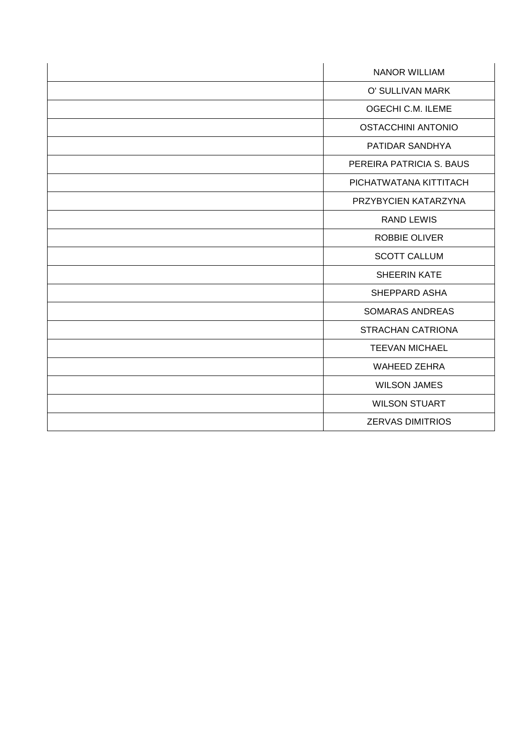| | |
|---|---|
| | NANOR WILLIAM |
| | O' SULLIVAN MARK |
| | OGECHI C.M. ILEME |
| | OSTACCHINI ANTONIO |
| | PATIDAR SANDHYA |
| | PEREIRA PATRICIA S. BAUS |
| | PICHATWATANA KITTITACH |
| | PRZYBYCIEN KATARZYNA |
| | RAND LEWIS |
| | ROBBIE OLIVER |
| | SCOTT CALLUM |
| | SHEERIN KATE |
| | SHEPPARD ASHA |
| | SOMARAS ANDREAS |
| | STRACHAN CATRIONA |
| | TEEVAN MICHAEL |
| | WAHEED ZEHRA |
| | WILSON JAMES |
| | WILSON STUART |
| | ZERVAS DIMITRIOS |